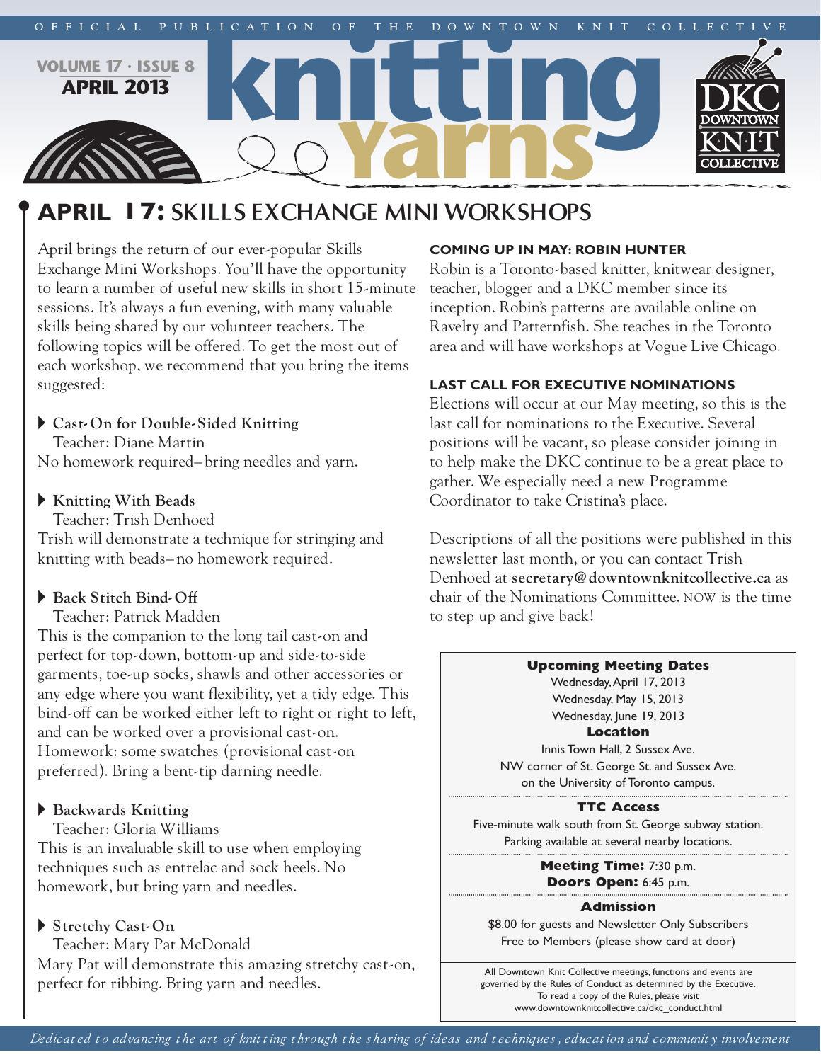OFFICIAL PUBLICATION OF THE DOWNTOWN KNIT COLLECTIVE

VOLUME 17 · ISSUE 8
APRIL 2013

# knitting Yarns

## APRIL 17: SKILLS EXCHANGE MINI WORKSHOPS

April brings the return of our ever-popular Skills Exchange Mini Workshops. You'll have the opportunity to learn a number of useful new skills in short 15-minute sessions. It's always a fun evening, with many valuable skills being shared by our volunteer teachers. The following topics will be offered. To get the most out of each workshop, we recommend that you bring the items suggested:

- **Cast-On for Double-Sided Knitting**
  Teacher: Diane Martin

No homework required– bring needles and yarn.

- **Knitting With Beads**
  Teacher: Trish Denhoed

Trish will demonstrate a technique for stringing and knitting with beads– no homework required.

- **Back Stitch Bind-Off**
  Teacher: Patrick Madden

This is the companion to the long tail cast-on and perfect for top-down, bottom-up and side-to-side garments, toe-up socks, shawls and other accessories or any edge where you want flexibility, yet a tidy edge. This bind-off can be worked either left to right or right to left, and can be worked over a provisional cast-on. Homework: some swatches (provisional cast-on preferred). Bring a bent-tip darning needle.

- **Backwards Knitting**
  Teacher: Gloria Williams

This is an invaluable skill to use when employing techniques such as entrelac and sock heels. No homework, but bring yarn and needles.

- **Stretchy Cast-On**
  Teacher: Mary Pat McDonald

Mary Pat will demonstrate this amazing stretchy cast-on, perfect for ribbing. Bring yarn and needles.

### COMING UP IN MAY: ROBIN HUNTER

Robin is a Toronto-based knitter, knitwear designer, teacher, blogger and a DKC member since its inception. Robin's patterns are available online on Ravelry and Patternfish. She teaches in the Toronto area and will have workshops at Vogue Live Chicago.

### LAST CALL FOR EXECUTIVE NOMINATIONS

Elections will occur at our May meeting, so this is the last call for nominations to the Executive. Several positions will be vacant, so please consider joining in to help make the DKC continue to be a great place to gather. We especially need a new Programme Coordinator to take Cristina's place.

Descriptions of all the positions were published in this newsletter last month, or you can contact Trish Denhoed at **secretary@downtownknitcollective.ca** as chair of the Nominations Committee. NOW is the time to step up and give back!

**Upcoming Meeting Dates**
Wednesday, April 17, 2013
Wednesday, May 15, 2013
Wednesday, June 19, 2013

**Location**
Innis Town Hall, 2 Sussex Ave.
NW corner of St. George St. and Sussex Ave.
on the University of Toronto campus.

**TTC Access**
Five-minute walk south from St. George subway station.
Parking available at several nearby locations.

**Meeting Time:** 7:30 p.m.
**Doors Open:** 6:45 p.m.

**Admission**
$8.00 for guests and Newsletter Only Subscribers
Free to Members (please show card at door)

All Downtown Knit Collective meetings, functions and events are governed by the Rules of Conduct as determined by the Executive. To read a copy of the Rules, please visit www.downtownknitcollective.ca/dkc_conduct.html

*Dedicated to advancing the art of knitting through the sharing of ideas and techniques, education and community involvement*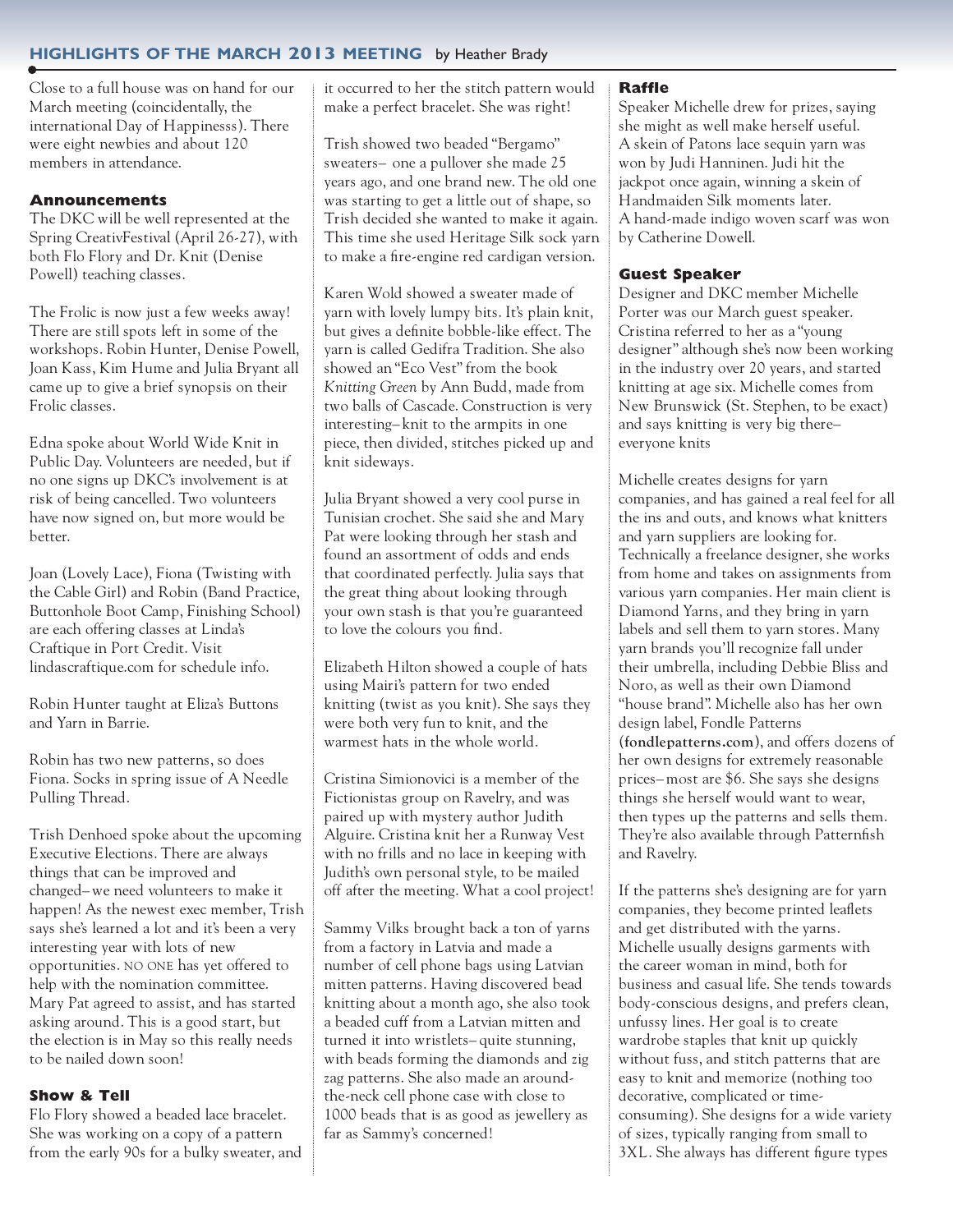## HIGHLIGHTS OF THE MARCH 2013 MEETING by Heather Brady

Close to a full house was on hand for our March meeting (coincidentally, the international Day of Happinesss). There were eight newbies and about 120 members in attendance.

### Announcements

The DKC will be well represented at the Spring CreativFestival (April 26-27), with both Flo Flory and Dr. Knit (Denise Powell) teaching classes.

The Frolic is now just a few weeks away! There are still spots left in some of the workshops. Robin Hunter, Denise Powell, Joan Kass, Kim Hume and Julia Bryant all came up to give a brief synopsis on their Frolic classes.

Edna spoke about World Wide Knit in Public Day. Volunteers are needed, but if no one signs up DKC's involvement is at risk of being cancelled. Two volunteers have now signed on, but more would be better.

Joan (Lovely Lace), Fiona (Twisting with the Cable Girl) and Robin (Band Practice, Buttonhole Boot Camp, Finishing School) are each offering classes at Linda's Craftique in Port Credit. Visit lindascraftique.com for schedule info.

Robin Hunter taught at Eliza's Buttons and Yarn in Barrie.

Robin has two new patterns, so does Fiona. Socks in spring issue of A Needle Pulling Thread.

Trish Denhoed spoke about the upcoming Executive Elections. There are always things that can be improved and changed– we need volunteers to make it happen! As the newest exec member, Trish says she's learned a lot and it's been a very interesting year with lots of new opportunities. NO ONE has yet offered to help with the nomination committee. Mary Pat agreed to assist, and has started asking around. This is a good start, but the election is in May so this really needs to be nailed down soon!

### Show & Tell

Flo Flory showed a beaded lace bracelet. She was working on a copy of a pattern from the early 90s for a bulky sweater, and it occurred to her the stitch pattern would make a perfect bracelet. She was right!

Trish showed two beaded "Bergamo" sweaters– one a pullover she made 25 years ago, and one brand new. The old one was starting to get a little out of shape, so Trish decided she wanted to make it again. This time she used Heritage Silk sock yarn to make a fire-engine red cardigan version.

Karen Wold showed a sweater made of yarn with lovely lumpy bits. It's plain knit, but gives a definite bobble-like effect. The yarn is called Gedifra Tradition. She also showed an "Eco Vest" from the book *Knitting Green* by Ann Budd, made from two balls of Cascade. Construction is very interesting– knit to the armpits in one piece, then divided, stitches picked up and knit sideways.

Julia Bryant showed a very cool purse in Tunisian crochet. She said she and Mary Pat were looking through her stash and found an assortment of odds and ends that coordinated perfectly. Julia says that the great thing about looking through your own stash is that you're guaranteed to love the colours you find.

Elizabeth Hilton showed a couple of hats using Mairi's pattern for two ended knitting (twist as you knit). She says they were both very fun to knit, and the warmest hats in the whole world.

Cristina Simionovici is a member of the Fictionistas group on Ravelry, and was paired up with mystery author Judith Alguire. Cristina knit her a Runway Vest with no frills and no lace in keeping with Judith's own personal style, to be mailed off after the meeting. What a cool project!

Sammy Vilks brought back a ton of yarns from a factory in Latvia and made a number of cell phone bags using Latvian mitten patterns. Having discovered bead knitting about a month ago, she also took a beaded cuff from a Latvian mitten and turned it into wristlets– quite stunning, with beads forming the diamonds and zig zag patterns. She also made an around-the-neck cell phone case with close to 1000 beads that is as good as jewellery as far as Sammy's concerned!

### Raffle

Speaker Michelle drew for prizes, saying she might as well make herself useful. A skein of Patons lace sequin yarn was won by Judi Hanninen. Judi hit the jackpot once again, winning a skein of Handmaiden Silk moments later. A hand-made indigo woven scarf was won by Catherine Dowell.

### Guest Speaker

Designer and DKC member Michelle Porter was our March guest speaker. Cristina referred to her as a "young designer" although she's now been working in the industry over 20 years, and started knitting at age six. Michelle comes from New Brunswick (St. Stephen, to be exact) and says knitting is very big there– everyone knits

Michelle creates designs for yarn companies, and has gained a real feel for all the ins and outs, and knows what knitters and yarn suppliers are looking for. Technically a freelance designer, she works from home and takes on assignments from various yarn companies. Her main client is Diamond Yarns, and they bring in yarn labels and sell them to yarn stores. Many yarn brands you'll recognize fall under their umbrella, including Debbie Bliss and Noro, as well as their own Diamond "house brand". Michelle also has her own design label, Fondle Patterns (**fondlepatterns.com**), and offers dozens of her own designs for extremely reasonable prices– most are $6. She says she designs things she herself would want to wear, then types up the patterns and sells them. They're also available through Patternfish and Ravelry.

If the patterns she's designing are for yarn companies, they become printed leaflets and get distributed with the yarns. Michelle usually designs garments with the career woman in mind, both for business and casual life. She tends towards body-conscious designs, and prefers clean, unfussy lines. Her goal is to create wardrobe staples that knit up quickly without fuss, and stitch patterns that are easy to knit and memorize (nothing too decorative, complicated or time-consuming). She designs for a wide variety of sizes, typically ranging from small to 3XL. She always has different figure types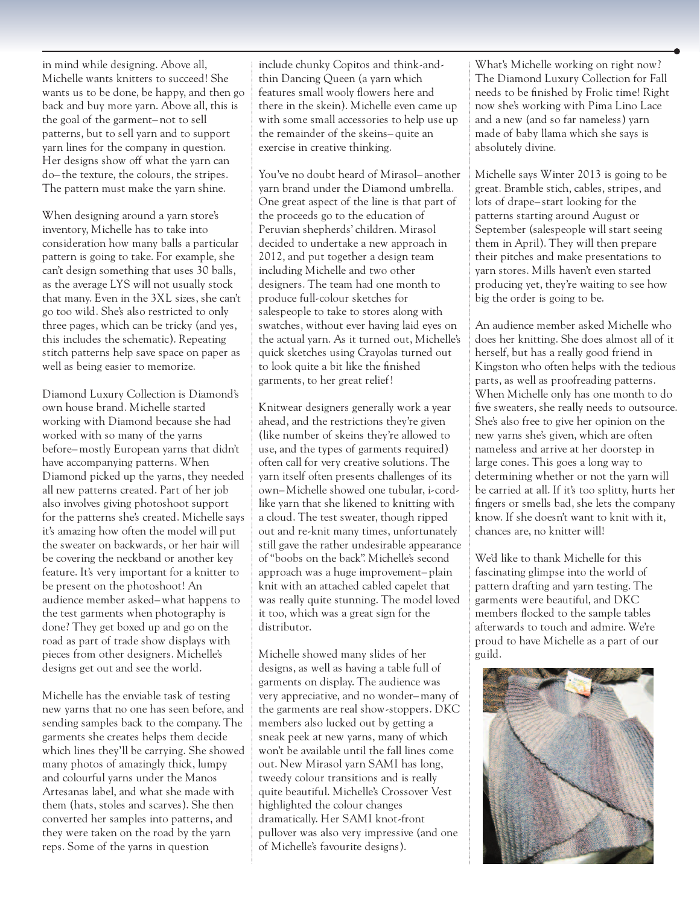in mind while designing. Above all, Michelle wants knitters to succeed! She wants us to be done, be happy, and then go back and buy more yarn. Above all, this is the goal of the garment– not to sell patterns, but to sell yarn and to support yarn lines for the company in question. Her designs show off what the yarn can do– the texture, the colours, the stripes. The pattern must make the yarn shine.

When designing around a yarn store's inventory, Michelle has to take into consideration how many balls a particular pattern is going to take. For example, she can't design something that uses 30 balls, as the average LYS will not usually stock that many. Even in the 3XL sizes, she can't go too wild. She's also restricted to only three pages, which can be tricky (and yes, this includes the schematic). Repeating stitch patterns help save space on paper as well as being easier to memorize.

Diamond Luxury Collection is Diamond's own house brand. Michelle started working with Diamond because she had worked with so many of the yarns before– mostly European yarns that didn't have accompanying patterns. When Diamond picked up the yarns, they needed all new patterns created. Part of her job also involves giving photoshoot support for the patterns she's created. Michelle says it's amazing how often the model will put the sweater on backwards, or her hair will be covering the neckband or another key feature. It's very important for a knitter to be present on the photoshoot! An audience member asked– what happens to the test garments when photography is done? They get boxed up and go on the road as part of trade show displays with pieces from other designers. Michelle's designs get out and see the world.

Michelle has the enviable task of testing new yarns that no one has seen before, and sending samples back to the company. The garments she creates helps them decide which lines they'll be carrying. She showed many photos of amazingly thick, lumpy and colourful yarns under the Manos Artesanas label, and what she made with them (hats, stoles and scarves). She then converted her samples into patterns, and they were taken on the road by the yarn reps. Some of the yarns in question include chunky Copitos and think-and-thin Dancing Queen (a yarn which features small wooly flowers here and there in the skein). Michelle even came up with some small accessories to help use up the remainder of the skeins– quite an exercise in creative thinking.

You've no doubt heard of Mirasol– another yarn brand under the Diamond umbrella. One great aspect of the line is that part of the proceeds go to the education of Peruvian shepherds' children. Mirasol decided to undertake a new approach in 2012, and put together a design team including Michelle and two other designers. The team had one month to produce full-colour sketches for salespeople to take to stores along with swatches, without ever having laid eyes on the actual yarn. As it turned out, Michelle's quick sketches using Crayolas turned out to look quite a bit like the finished garments, to her great relief!

Knitwear designers generally work a year ahead, and the restrictions they're given (like number of skeins they're allowed to use, and the types of garments required) often call for very creative solutions. The yarn itself often presents challenges of its own– Michelle showed one tubular, i-cord-like yarn that she likened to knitting with a cloud. The test sweater, though ripped out and re-knit many times, unfortunately still gave the rather undesirable appearance of "boobs on the back". Michelle's second approach was a huge improvement– plain knit with an attached cabled capelet that was really quite stunning. The model loved it too, which was a great sign for the distributor.

Michelle showed many slides of her designs, as well as having a table full of garments on display. The audience was very appreciative, and no wonder– many of the garments are real show-stoppers. DKC members also lucked out by getting a sneak peek at new yarns, many of which won't be available until the fall lines come out. New Mirasol yarn SAMI has long, tweedy colour transitions and is really quite beautiful. Michelle's Crossover Vest highlighted the colour changes dramatically. Her SAMI knot-front pullover was also very impressive (and one of Michelle's favourite designs).

What's Michelle working on right now? The Diamond Luxury Collection for Fall needs to be finished by Frolic time! Right now she's working with Pima Lino Lace and a new (and so far nameless) yarn made of baby llama which she says is absolutely divine.

Michelle says Winter 2013 is going to be great. Bramble stich, cables, stripes, and lots of drape– start looking for the patterns starting around August or September (salespeople will start seeing them in April). They will then prepare their pitches and make presentations to yarn stores. Mills haven't even started producing yet, they're waiting to see how big the order is going to be.

An audience member asked Michelle who does her knitting. She does almost all of it herself, but has a really good friend in Kingston who often helps with the tedious parts, as well as proofreading patterns. When Michelle only has one month to do five sweaters, she really needs to outsource. She's also free to give her opinion on the new yarns she's given, which are often nameless and arrive at her doorstep in large cones. This goes a long way to determining whether or not the yarn will be carried at all. If it's too splitty, hurts her fingers or smells bad, she lets the company know. If she doesn't want to knit with it, chances are, no knitter will!

We'd like to thank Michelle for this fascinating glimpse into the world of pattern drafting and yarn testing. The garments were beautiful, and DKC members flocked to the sample tables afterwards to touch and admire. We're proud to have Michelle as a part of our guild.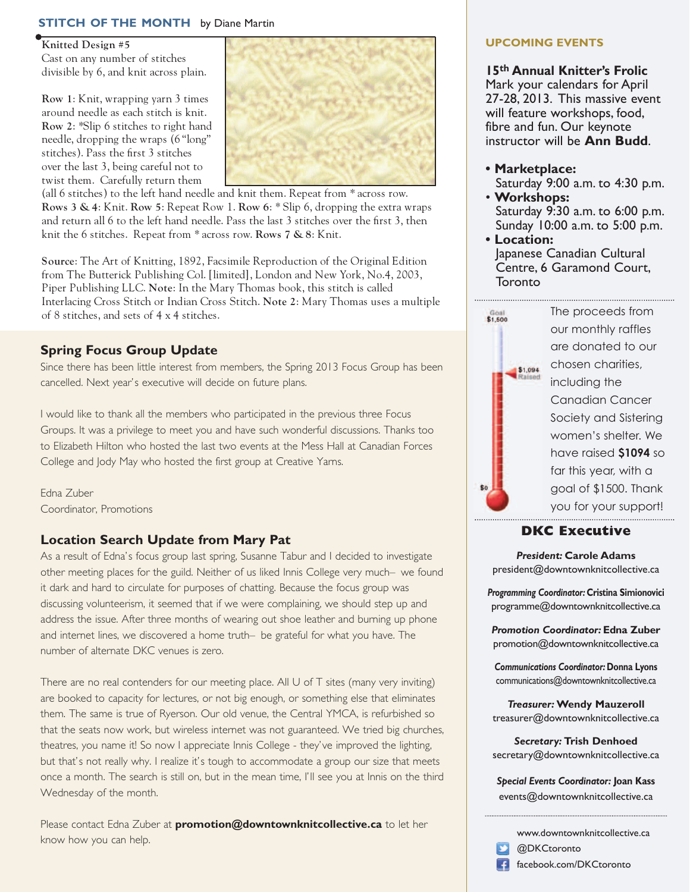## STITCH OF THE MONTH by Diane Martin

**Knitted Design #5**
Cast on any number of stitches divisible by 6, and knit across plain.

**Row 1**: Knit, wrapping yarn 3 times around needle as each stitch is knit. **Row 2**: *Slip 6 stitches to right hand needle, dropping the wraps (6 "long" stitches). Pass the first 3 stitches over the last 3, being careful not to twist them. Carefully return them (all 6 stitches) to the left hand needle and knit them. Repeat from * across row. **Rows 3 & 4**: Knit. **Row 5**: Repeat Row 1. **Row 6**: * Slip 6, dropping the extra wraps and return all 6 to the left hand needle. Pass the last 3 stitches over the first 3, then knit the 6 stitches. Repeat from * across row. **Rows 7 & 8**: Knit.

**Source**: The Art of Knitting, 1892, Facsimile Reproduction of the Original Edition from The Butterick Publishing Col. [limited], London and New York, No.4, 2003, Piper Publishing LLC. **Note**: In the Mary Thomas book, this stitch is called Interlacing Cross Stitch or Indian Cross Stitch. **Note 2**: Mary Thomas uses a multiple of 8 stitches, and sets of 4 x 4 stitches.

### Spring Focus Group Update

Since there has been little interest from members, the Spring 2013 Focus Group has been cancelled. Next year's executive will decide on future plans.

I would like to thank all the members who participated in the previous three Focus Groups. It was a privilege to meet you and have such wonderful discussions. Thanks too to Elizabeth Hilton who hosted the last two events at the Mess Hall at Canadian Forces College and Jody May who hosted the first group at Creative Yarns.

Edna Zuber
Coordinator, Promotions

### Location Search Update from Mary Pat

As a result of Edna's focus group last spring, Susanne Tabur and I decided to investigate other meeting places for the guild. Neither of us liked Innis College very much– we found it dark and hard to circulate for purposes of chatting. Because the focus group was discussing volunteerism, it seemed that if we were complaining, we should step up and address the issue. After three months of wearing out shoe leather and burning up phone and internet lines, we discovered a home truth– be grateful for what you have. The number of alternate DKC venues is zero.

There are no real contenders for our meeting place. All U of T sites (many very inviting) are booked to capacity for lectures, or not big enough, or something else that eliminates them. The same is true of Ryerson. Our old venue, the Central YMCA, is refurbished so that the seats now work, but wireless internet was not guaranteed. We tried big churches, theatres, you name it! So now I appreciate Innis College - they've improved the lighting, but that's not really why. I realize it's tough to accommodate a group our size that meets once a month. The search is still on, but in the mean time, I'll see you at Innis on the third Wednesday of the month.

Please contact Edna Zuber at **promotion@downtownknitcollective.ca** to let her know how you can help.

## UPCOMING EVENTS

**15th Annual Knitter's Frolic**
Mark your calendars for April 27-28, 2013. This massive event will feature workshops, food, fibre and fun. Our keynote instructor will be **Ann Budd**.

- **Marketplace:** Saturday 9:00 a.m. to 4:30 p.m.
- **Workshops:** Saturday 9:30 a.m. to 6:00 p.m. Sunday 10:00 a.m. to 5:00 p.m.
- **Location:** Japanese Canadian Cultural Centre, 6 Garamond Court, Toronto

Goal $1,500
$1,094 Raised
$0

The proceeds from our monthly raffles are donated to our chosen charities, including the Canadian Cancer Society and Sistering women's shelter. We have raised **$1094** so far this year, with a goal of $1500. Thank you for your support!

## DKC Executive

***President:*** **Carole Adams**
president@downtownknitcollective.ca

***Programming Coordinator:*** **Cristina Simionovici**
programme@downtownknitcollective.ca

***Promotion Coordinator:*** **Edna Zuber**
promotion@downtownknitcollective.ca

***Communications Coordinator:*** **Donna Lyons**
communications@downtownknitcollective.ca

***Treasurer:*** **Wendy Mauzeroll**
treasurer@downtownknitcollective.ca

***Secretary:*** **Trish Denhoed**
secretary@downtownknitcollective.ca

***Special Events Coordinator:*** **Joan Kass**
events@downtownknitcollective.ca

www.downtownknitcollective.ca
@DKCtoronto
facebook.com/DKCtoronto